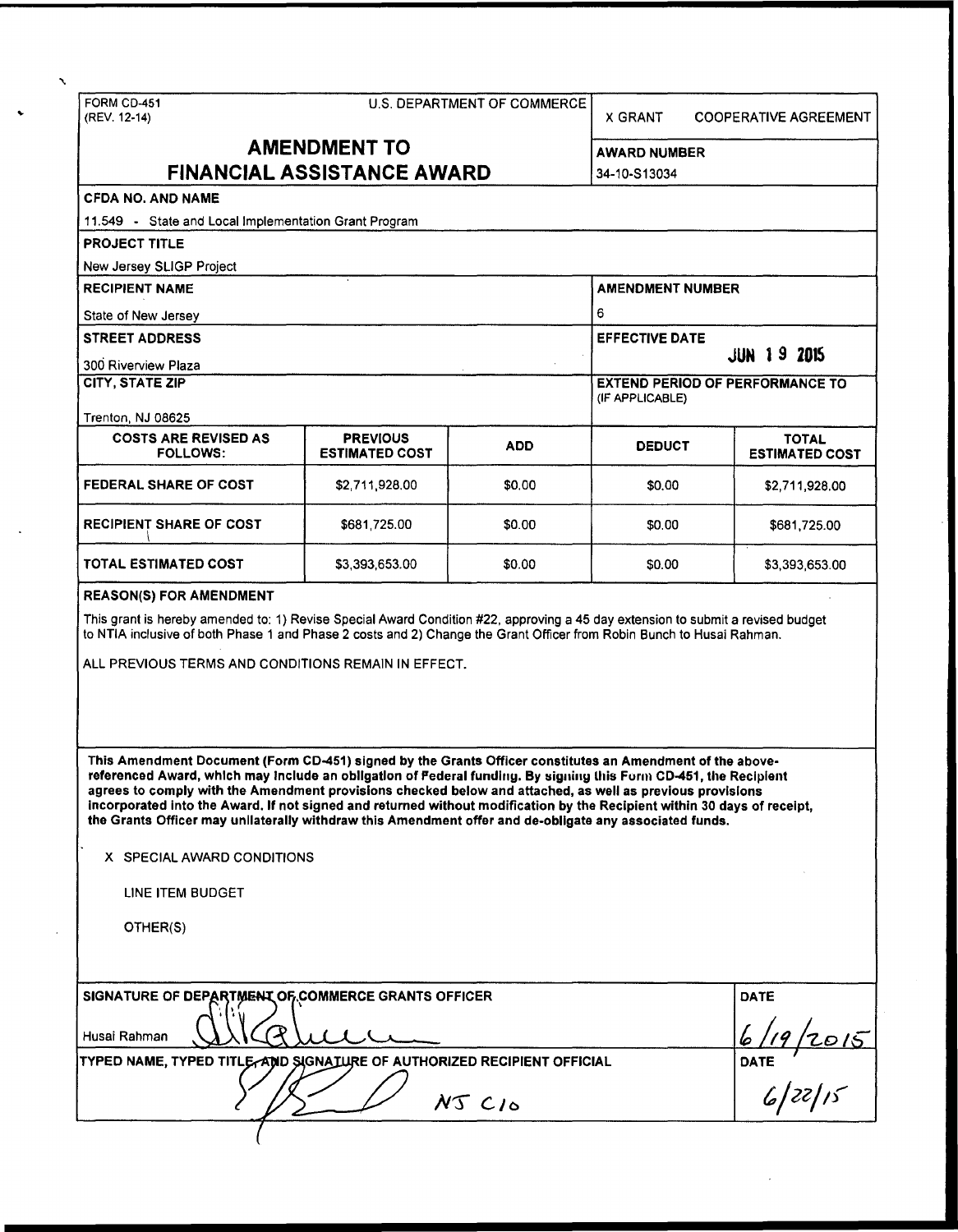FORM CD-451
(REV. 12-14)

U.S. DEPARTMENT OF COMMERCE

X GRANT COOPERATIVE AGREEMENT

# AMENDMENT TO FINANCIAL ASSISTANCE AWARD

**AWARD NUMBER**
34-10-S13034

**CFDA NO. AND NAME**
11.549 - State and Local Implementation Grant Program

**PROJECT TITLE**
New Jersey SLIGP Project

**RECIPIENT NAME**
State of New Jersey

**AMENDMENT NUMBER**
6

**STREET ADDRESS**
300 Riverview Plaza

**EFFECTIVE DATE**
JUN 19 2015

**CITY, STATE ZIP**
Trenton, NJ 08625

**EXTEND PERIOD OF PERFORMANCE TO**
(IF APPLICABLE)

| COSTS ARE REVISED AS FOLLOWS: | PREVIOUS ESTIMATED COST | ADD | DEDUCT | TOTAL ESTIMATED COST |
| --- | --- | --- | --- | --- |
| FEDERAL SHARE OF COST | $2,711,928.00 | $0.00 | $0.00 | $2,711,928.00 |
| RECIPIENT SHARE OF COST | $681,725.00 | $0.00 | $0.00 | $681,725.00 |
| TOTAL ESTIMATED COST | $3,393,653.00 | $0.00 | $0.00 | $3,393,653.00 |

**REASON(S) FOR AMENDMENT**

This grant is hereby amended to: 1) Revise Special Award Condition #22, approving a 45 day extension to submit a revised budget to NTIA inclusive of both Phase 1 and Phase 2 costs and 2) Change the Grant Officer from Robin Bunch to Husai Rahman.

ALL PREVIOUS TERMS AND CONDITIONS REMAIN IN EFFECT.

**This Amendment Document (Form CD-451) signed by the Grants Officer constitutes an Amendment of the above-referenced Award, which may include an obligation of Federal funding. By signing this Form CD-451, the Recipient agrees to comply with the Amendment provisions checked below and attached, as well as previous provisions incorporated into the Award. If not signed and returned without modification by the Recipient within 30 days of receipt, the Grants Officer may unilaterally withdraw this Amendment offer and de-obligate any associated funds.**

X SPECIAL AWARD CONDITIONS

LINE ITEM BUDGET

OTHER(S)

**SIGNATURE OF DEPARTMENT OF COMMERCE GRANTS OFFICER**
Husai Rahman

**DATE**
6/19/2015

**TYPED NAME, TYPED TITLE, AND SIGNATURE OF AUTHORIZED RECIPIENT OFFICIAL**
NJ CIO

**DATE**
6/22/15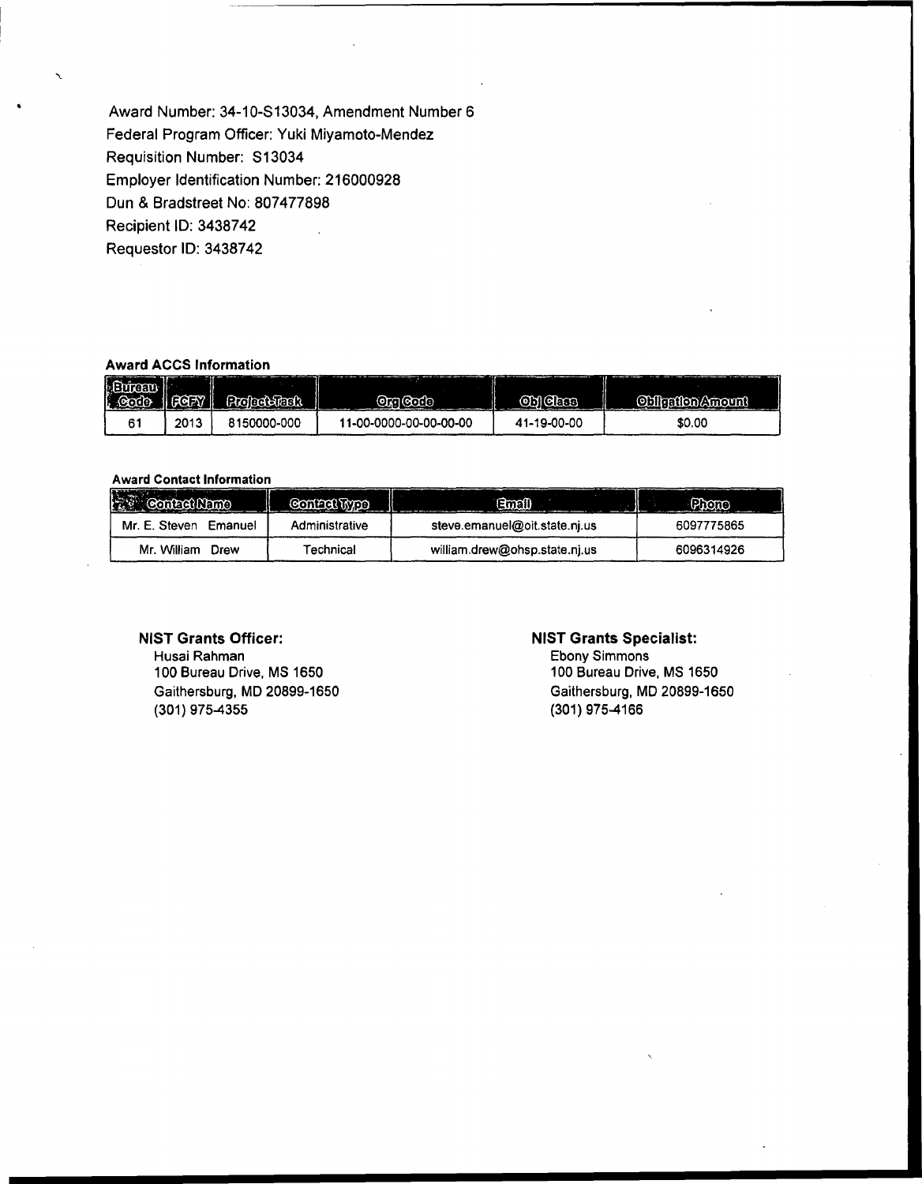Award Number: 34-10-S13034, Amendment Number 6
Federal Program Officer: Yuki Miyamoto-Mendez
Requisition Number: S13034
Employer Identification Number: 216000928
Dun & Bradstreet No: 807477898
Recipient ID: 3438742
Requestor ID: 3438742

**Award ACCS Information**

| Bureau Code | FCFY | Project-Task | Org Code | Obj Class | Obligation Amount |
|---|---|---|---|---|---|
| 61 | 2013 | 8150000-000 | 11-00-0000-00-00-00-00 | 41-19-00-00 | $0.00 |

**Award Contact Information**

| Contact Name | Contact Type | Email | Phone |
|---|---|---|---|
| Mr. E. Steven Emanuel | Administrative | steve.emanuel@oit.state.nj.us | 6097775865 |
| Mr. William Drew | Technical | william.drew@ohsp.state.nj.us | 6096314926 |

**NIST Grants Officer:**
Husai Rahman
100 Bureau Drive, MS 1650
Gaithersburg, MD 20899-1650
(301) 975-4355

**NIST Grants Specialist:**
Ebony Simmons
100 Bureau Drive, MS 1650
Gaithersburg, MD 20899-1650
(301) 975-4166